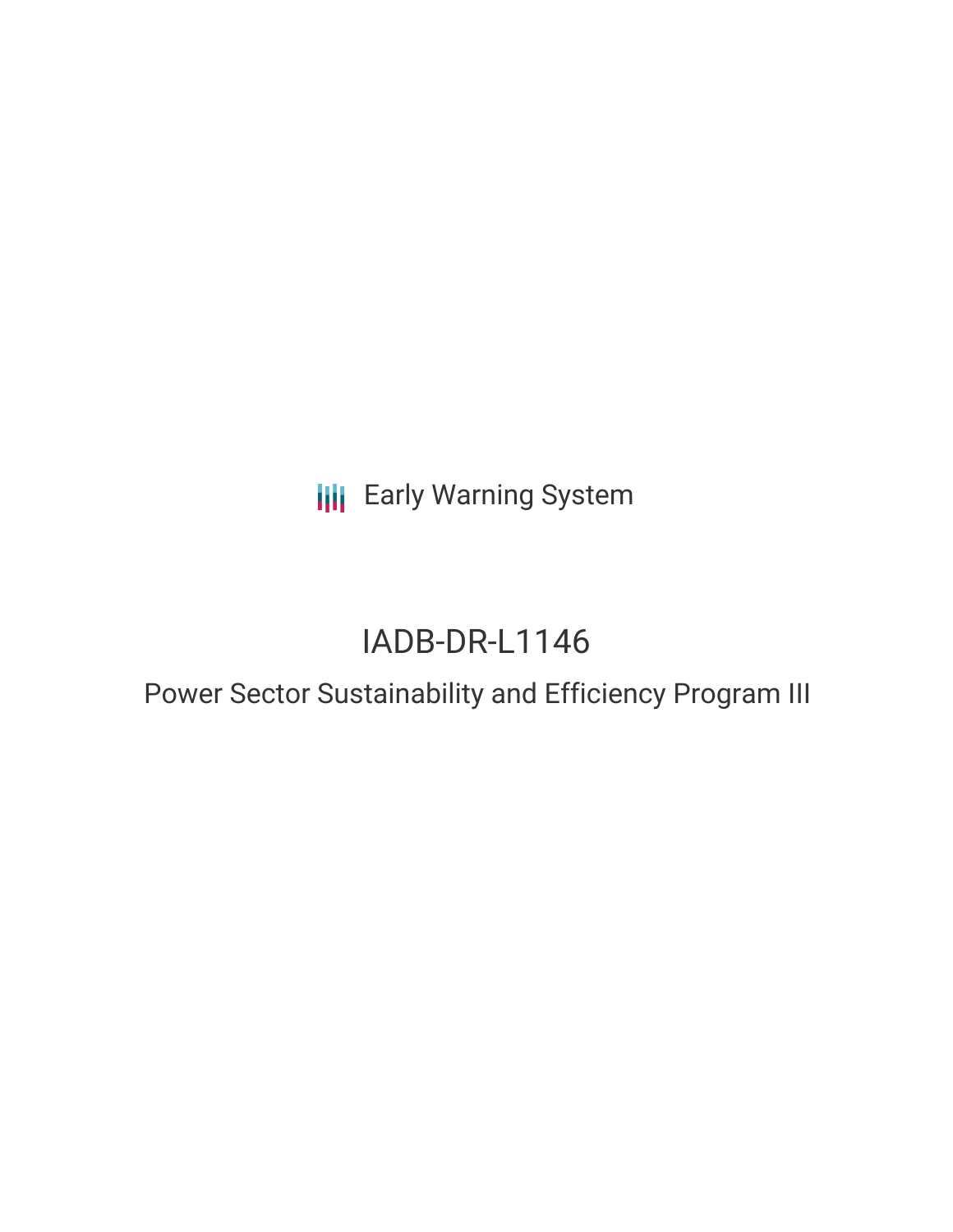Early Warning System

# IADB-DR-L1146

## Power Sector Sustainability and Efficiency Program III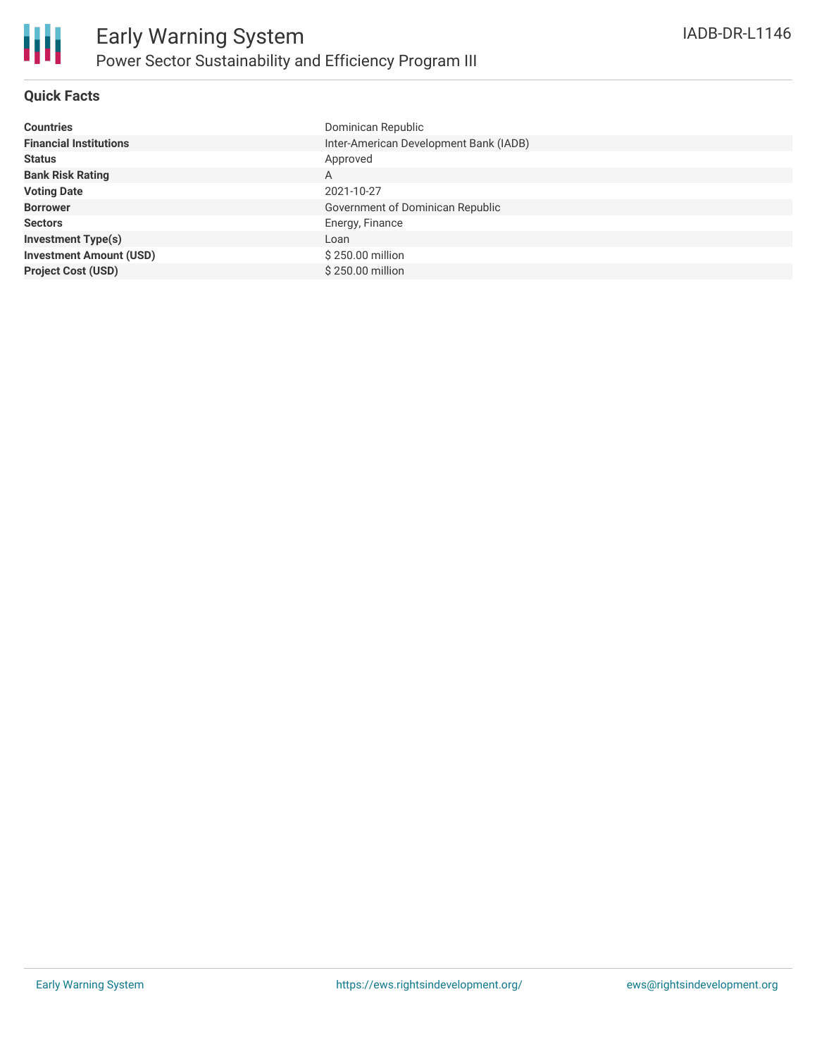# Early Warning System

## Power Sector Sustainability and Efficiency Program III

IADB-DR-L1146

### Quick Facts

| | |
|---|---|
| **Countries** | Dominican Republic |
| **Financial Institutions** | Inter-American Development Bank (IADB) |
| **Status** | Approved |
| **Bank Risk Rating** | A |
| **Voting Date** | 2021-10-27 |
| **Borrower** | Government of Dominican Republic |
| **Sectors** | Energy, Finance |
| **Investment Type(s)** | Loan |
| **Investment Amount (USD)** | $ 250.00 million |
| **Project Cost (USD)** | $ 250.00 million |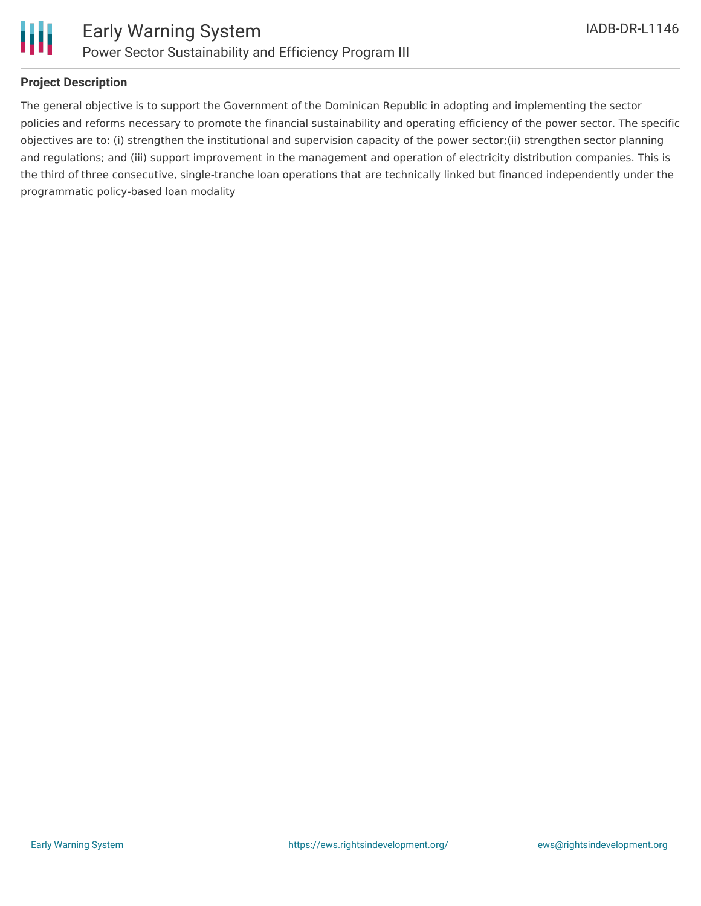## Project Description

The general objective is to support the Government of the Dominican Republic in adopting and implementing the sector policies and reforms necessary to promote the financial sustainability and operating efficiency of the power sector. The specific objectives are to: (i) strengthen the institutional and supervision capacity of the power sector;(ii) strengthen sector planning and regulations; and (iii) support improvement in the management and operation of electricity distribution companies. This is the third of three consecutive, single-tranche loan operations that are technically linked but financed independently under the programmatic policy-based loan modality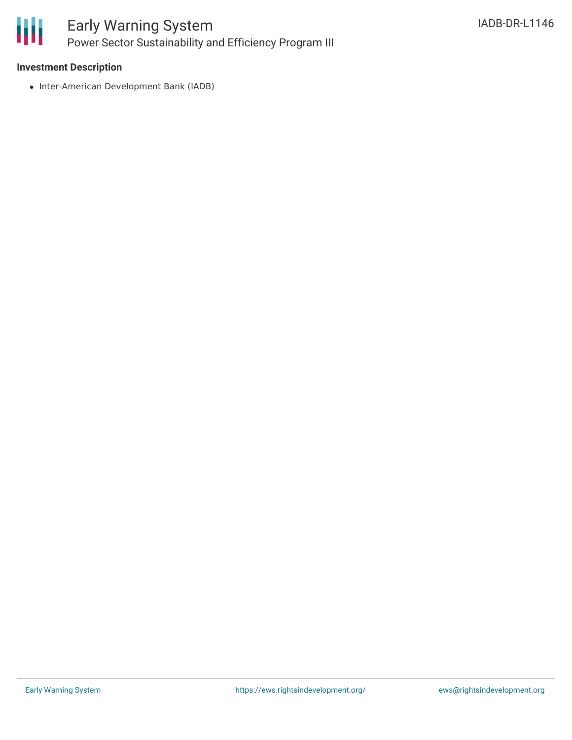### Investment Description

- Inter-American Development Bank (IADB)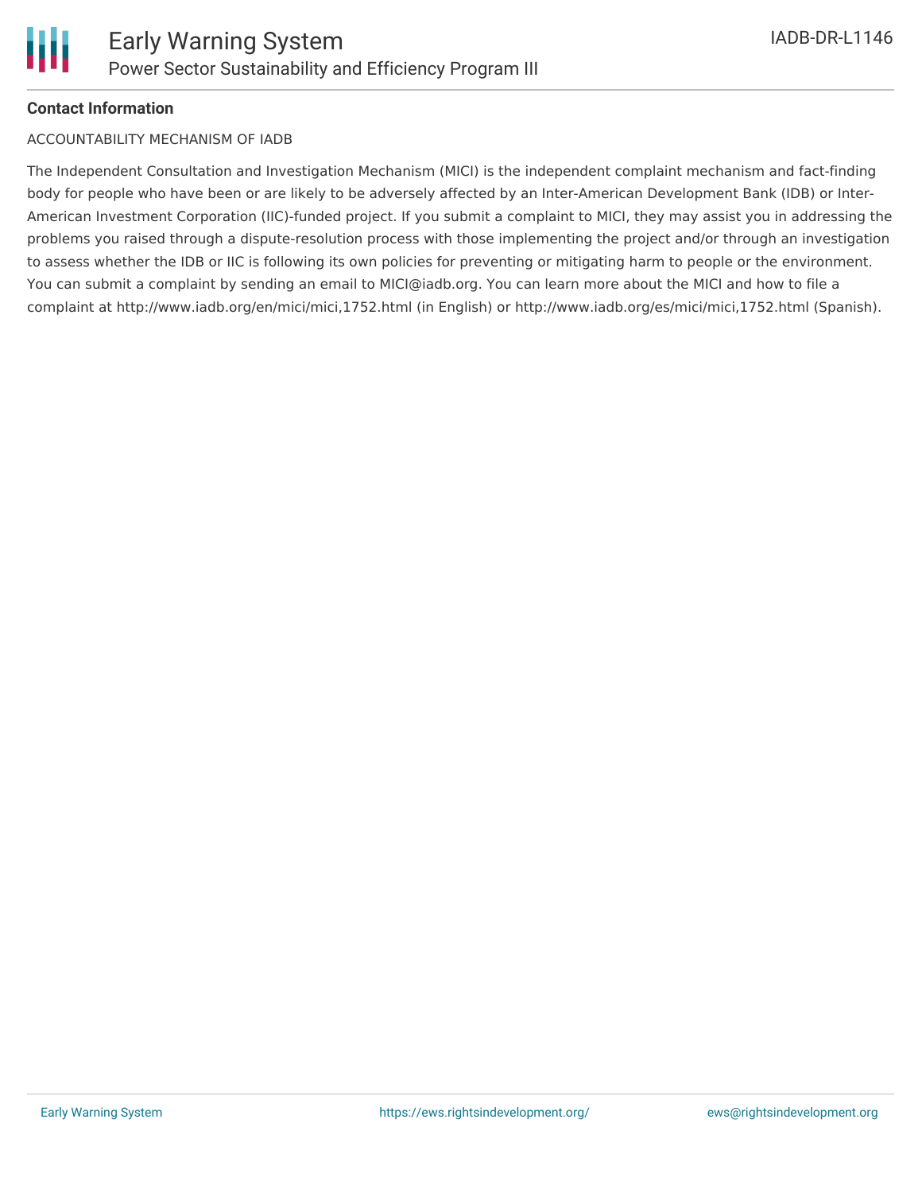**Contact Information**

ACCOUNTABILITY MECHANISM OF IADB

The Independent Consultation and Investigation Mechanism (MICI) is the independent complaint mechanism and fact-finding body for people who have been or are likely to be adversely affected by an Inter-American Development Bank (IDB) or Inter-American Investment Corporation (IIC)-funded project. If you submit a complaint to MICI, they may assist you in addressing the problems you raised through a dispute-resolution process with those implementing the project and/or through an investigation to assess whether the IDB or IIC is following its own policies for preventing or mitigating harm to people or the environment. You can submit a complaint by sending an email to MICI@iadb.org. You can learn more about the MICI and how to file a complaint at http://www.iadb.org/en/mici/mici,1752.html (in English) or http://www.iadb.org/es/mici/mici,1752.html (Spanish).